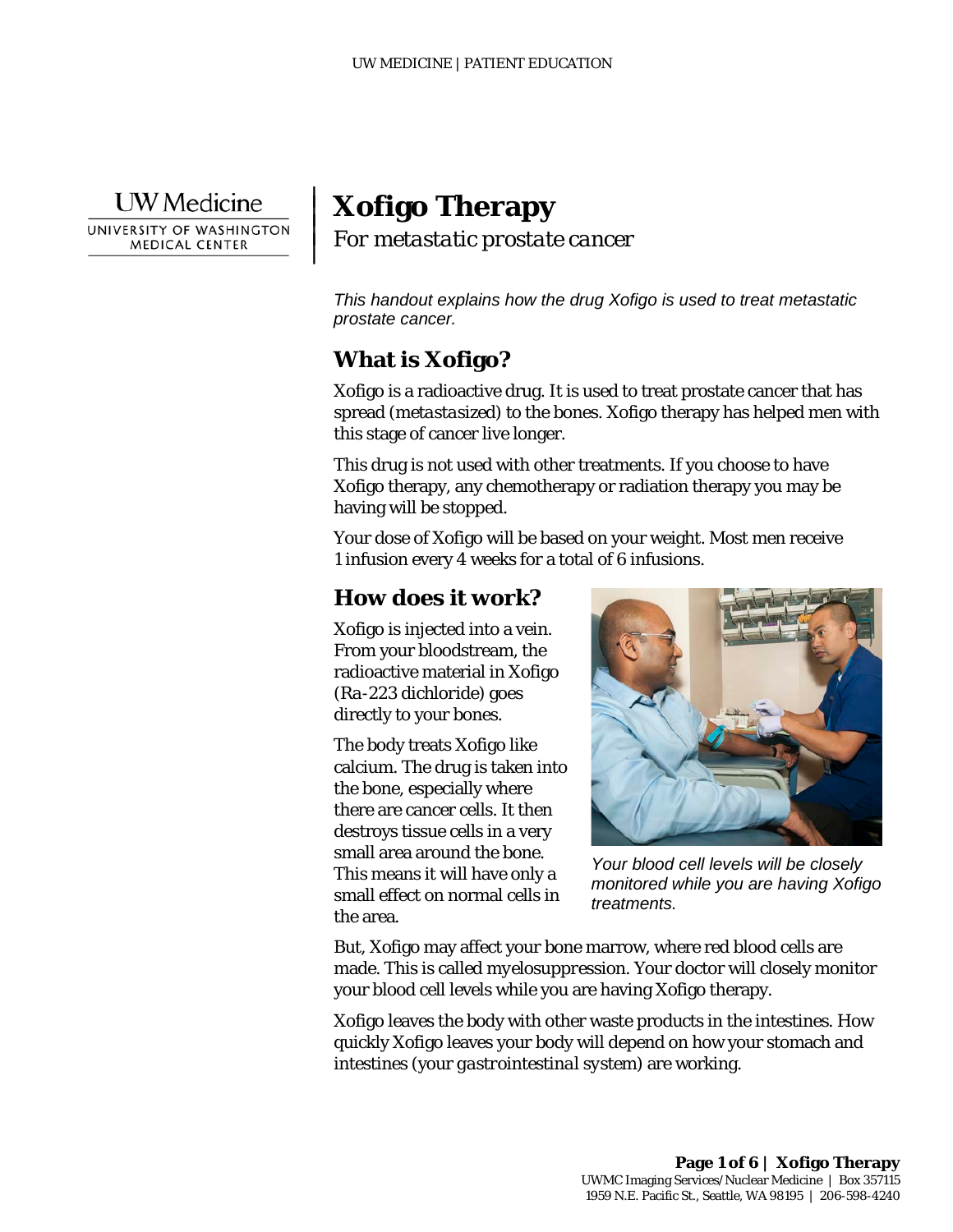UW Medicine
UNIVERSITY OF WASHINGTON MEDICAL CENTER

# Xofigo Therapy

*For metastatic prostate cancer*

*This handout explains how the drug Xofigo is used to treat metastatic prostate cancer.*

## What is Xofigo?

Xofigo is a radioactive drug. It is used to treat prostate cancer that has spread (*metastasized*) to the bones. Xofigo therapy has helped men with this stage of cancer live longer.

This drug is not used with other treatments. If you choose to have Xofigo therapy, any chemotherapy or radiation therapy you may be having will be stopped.

Your dose of Xofigo will be based on your weight. Most men receive 1 infusion every 4 weeks for a total of 6 infusions.

## How does it work?

Xofigo is injected into a vein. From your bloodstream, the radioactive material in Xofigo (Ra-223 dichloride) goes directly to your bones.

The body treats Xofigo like calcium. The drug is taken into the bone, especially where there are cancer cells. It then destroys tissue cells in a very small area around the bone. This means it will have only a small effect on normal cells in the area.

*Your blood cell levels will be closely monitored while you are having Xofigo treatments.*

But, Xofigo may affect your bone marrow, where red blood cells are made. This is called *myelosuppression*. Your doctor will closely monitor your blood cell levels while you are having Xofigo therapy.

Xofigo leaves the body with other waste products in the intestines. How quickly Xofigo leaves your body will depend on how your stomach and intestines (your *gastrointestinal system*) are working.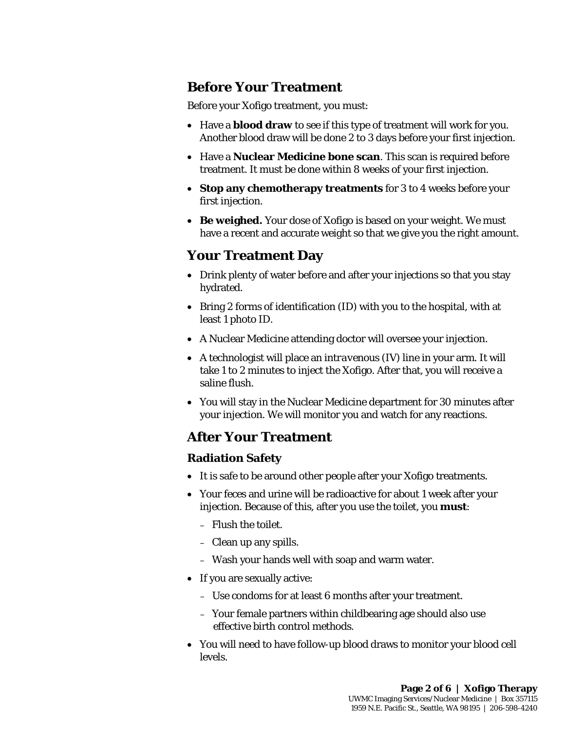## Before Your Treatment

Before your Xofigo treatment, you must:

- Have a **blood draw** to see if this type of treatment will work for you. Another blood draw will be done 2 to 3 days before your first injection.
- Have a **Nuclear Medicine bone scan**. This scan is required before treatment. It must be done within 8 weeks of your first injection.
- **Stop any chemotherapy treatments** for 3 to 4 weeks before your first injection.
- **Be weighed.** Your dose of Xofigo is based on your weight. We must have a recent and accurate weight so that we give you the right amount.

## Your Treatment Day

- Drink plenty of water before and after your injections so that you stay hydrated.
- Bring 2 forms of identification (ID) with you to the hospital, with at least 1 photo ID.
- A Nuclear Medicine attending doctor will oversee your injection.
- A technologist will place an *intravenous* (IV) line in your arm. It will take 1 to 2 minutes to inject the Xofigo. After that, you will receive a saline flush.
- You will stay in the Nuclear Medicine department for 30 minutes after your injection. We will monitor you and watch for any reactions.

## After Your Treatment

### Radiation Safety

- It is safe to be around other people after your Xofigo treatments.
- Your feces and urine will be radioactive for about 1 week after your injection. Because of this, after you use the toilet, you **must**:
  - Flush the toilet.
  - Clean up any spills.
  - Wash your hands well with soap and warm water.
- If you are sexually active:
  - Use condoms for at least 6 months after your treatment.
  - Your female partners within childbearing age should also use effective birth control methods.
- You will need to have follow-up blood draws to monitor your blood cell levels.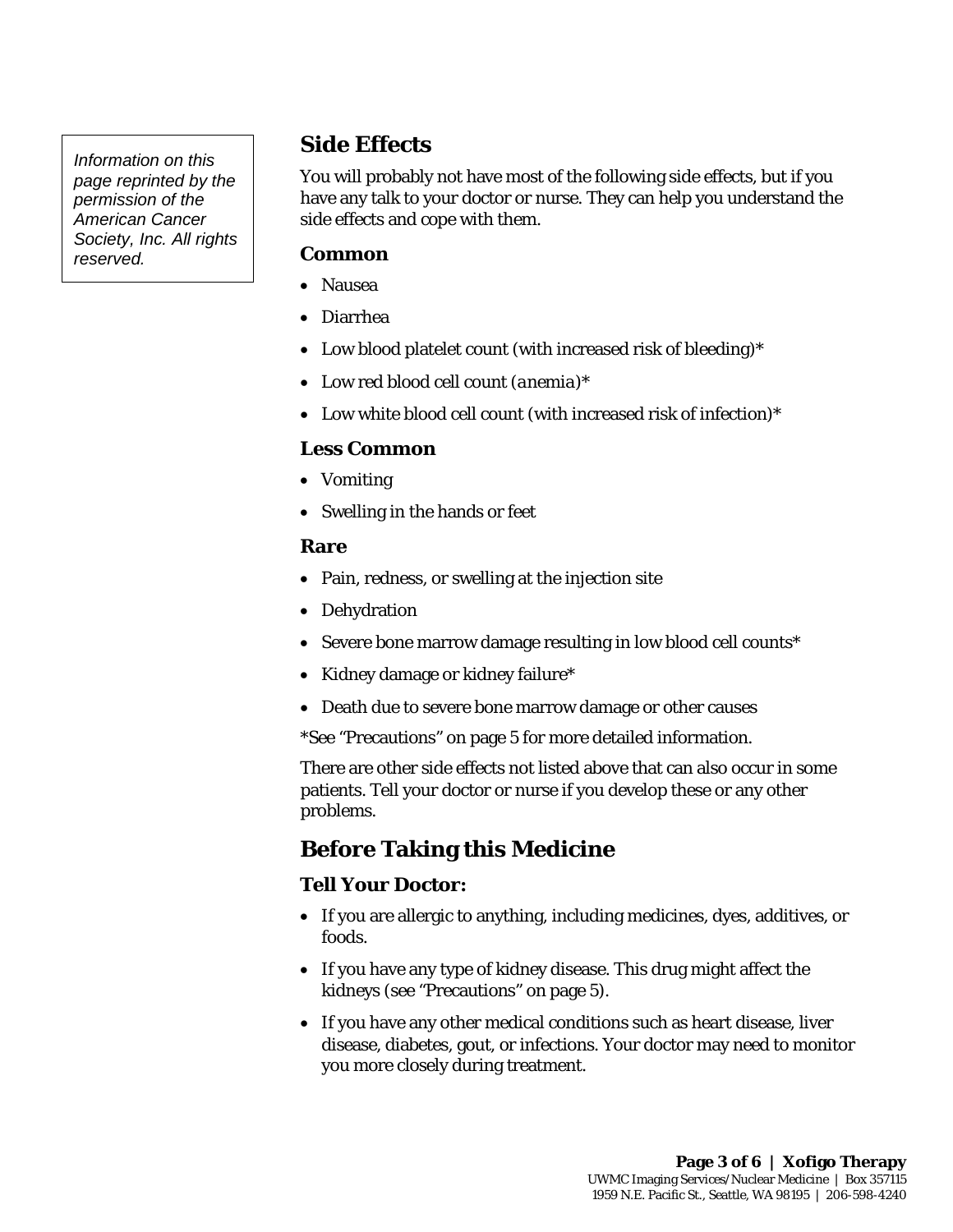*Information on this page reprinted by the permission of the American Cancer Society, Inc. All rights reserved.*

## Side Effects

You will probably not have most of the following side effects, but if you have any talk to your doctor or nurse. They can help you understand the side effects and cope with them.

### Common

- Nausea
- Diarrhea
- Low blood platelet count (with increased risk of bleeding)*
- Low red blood cell count (*anemia*)*
- Low white blood cell count (with increased risk of infection)*

### Less Common

- Vomiting
- Swelling in the hands or feet

### Rare

- Pain, redness, or swelling at the injection site
- Dehydration
- Severe bone marrow damage resulting in low blood cell counts*
- Kidney damage or kidney failure*
- Death due to severe bone marrow damage or other causes

*See "Precautions" on page 5 for more detailed information.

There are other side effects not listed above that can also occur in some patients. Tell your doctor or nurse if you develop these or any other problems.

## Before Taking this Medicine

### Tell Your Doctor:

- If you are allergic to anything, including medicines, dyes, additives, or foods.
- If you have any type of kidney disease. This drug might affect the kidneys (see "Precautions" on page 5).
- If you have any other medical conditions such as heart disease, liver disease, diabetes, gout, or infections. Your doctor may need to monitor you more closely during treatment.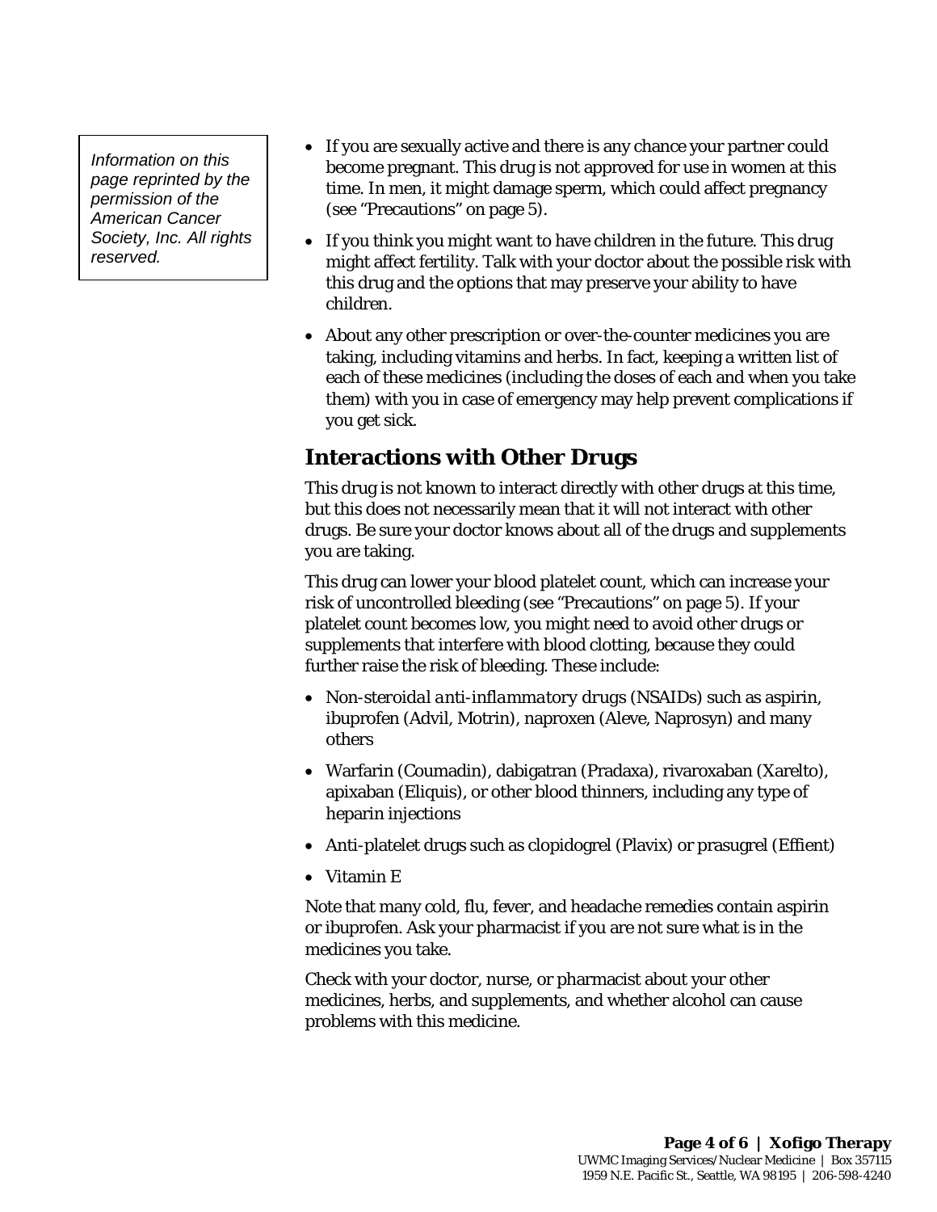*Information on this page reprinted by the permission of the American Cancer Society, Inc. All rights reserved.*

- If you are sexually active and there is any chance your partner could become pregnant. This drug is not approved for use in women at this time. In men, it might damage sperm, which could affect pregnancy (see "Precautions" on page 5).
- If you think you might want to have children in the future. This drug might affect fertility. Talk with your doctor about the possible risk with this drug and the options that may preserve your ability to have children.
- About any other prescription or over-the-counter medicines you are taking, including vitamins and herbs. In fact, keeping a written list of each of these medicines (including the doses of each and when you take them) with you in case of emergency may help prevent complications if you get sick.

## Interactions with Other Drugs

This drug is not known to interact directly with other drugs at this time, but this does not necessarily mean that it will not interact with other drugs. Be sure your doctor knows about all of the drugs and supplements you are taking.

This drug can lower your blood platelet count, which can increase your risk of uncontrolled bleeding (see "Precautions" on page 5). If your platelet count becomes low, you might need to avoid other drugs or supplements that interfere with blood clotting, because they could further raise the risk of bleeding. These include:

- *Non-steroidal anti-inflammatory drugs* (NSAIDs) such as aspirin, ibuprofen (Advil, Motrin), naproxen (Aleve, Naprosyn) and many others
- Warfarin (Coumadin), dabigatran (Pradaxa), rivaroxaban (Xarelto), apixaban (Eliquis), or other blood thinners, including any type of heparin injections
- Anti-platelet drugs such as clopidogrel (Plavix) or prasugrel (Effient)
- Vitamin E

Note that many cold, flu, fever, and headache remedies contain aspirin or ibuprofen. Ask your pharmacist if you are not sure what is in the medicines you take.

Check with your doctor, nurse, or pharmacist about your other medicines, herbs, and supplements, and whether alcohol can cause problems with this medicine.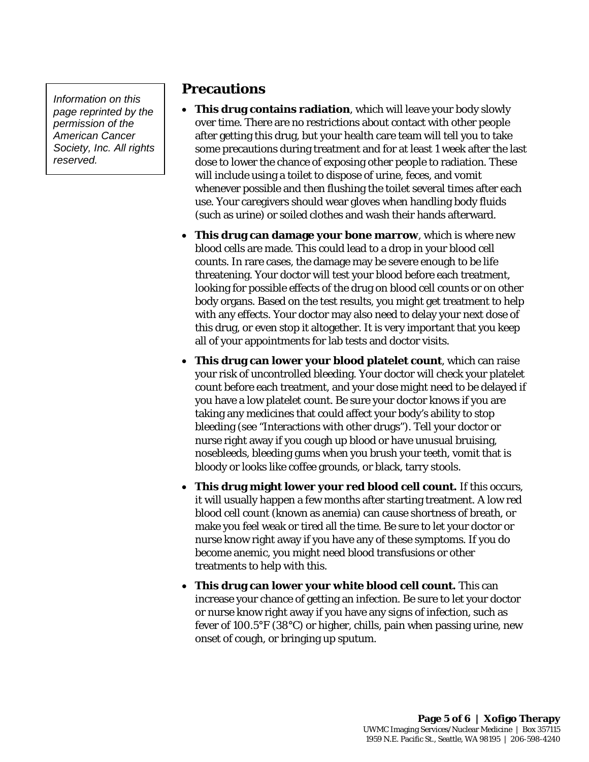*Information on this page reprinted by the permission of the American Cancer Society, Inc. All rights reserved.*

## Precautions

- **This drug contains radiation**, which will leave your body slowly over time. There are no restrictions about contact with other people after getting this drug, but your health care team will tell you to take some precautions during treatment and for at least 1 week after the last dose to lower the chance of exposing other people to radiation. These will include using a toilet to dispose of urine, feces, and vomit whenever possible and then flushing the toilet several times after each use. Your caregivers should wear gloves when handling body fluids (such as urine) or soiled clothes and wash their hands afterward.
- **This drug can damage your bone marrow**, which is where new blood cells are made. This could lead to a drop in your blood cell counts. In rare cases, the damage may be severe enough to be life threatening. Your doctor will test your blood before each treatment, looking for possible effects of the drug on blood cell counts or on other body organs. Based on the test results, you might get treatment to help with any effects. Your doctor may also need to delay your next dose of this drug, or even stop it altogether. It is very important that you keep all of your appointments for lab tests and doctor visits.
- **This drug can lower your blood platelet count**, which can raise your risk of uncontrolled bleeding. Your doctor will check your platelet count before each treatment, and your dose might need to be delayed if you have a low platelet count. Be sure your doctor knows if you are taking any medicines that could affect your body's ability to stop bleeding (see "Interactions with other drugs"). Tell your doctor or nurse right away if you cough up blood or have unusual bruising, nosebleeds, bleeding gums when you brush your teeth, vomit that is bloody or looks like coffee grounds, or black, tarry stools.
- **This drug might lower your red blood cell count.** If this occurs, it will usually happen a few months after starting treatment. A low red blood cell count (known as anemia) can cause shortness of breath, or make you feel weak or tired all the time. Be sure to let your doctor or nurse know right away if you have any of these symptoms. If you do become anemic, you might need blood transfusions or other treatments to help with this.
- **This drug can lower your white blood cell count.** This can increase your chance of getting an infection. Be sure to let your doctor or nurse know right away if you have any signs of infection, such as fever of 100.5°F (38°C) or higher, chills, pain when passing urine, new onset of cough, or bringing up sputum.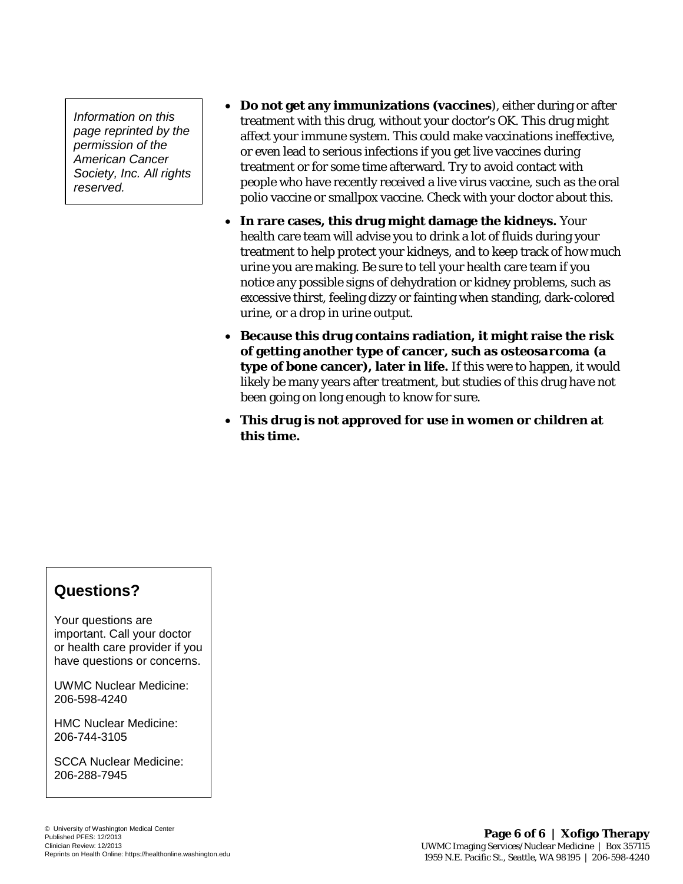*Information on this page reprinted by the permission of the American Cancer Society, Inc. All rights reserved.*

- **Do not get any immunizations (vaccines**), either during or after treatment with this drug, without your doctor's OK. This drug might affect your immune system. This could make vaccinations ineffective, or even lead to serious infections if you get live vaccines during treatment or for some time afterward. Try to avoid contact with people who have recently received a live virus vaccine, such as the oral polio vaccine or smallpox vaccine. Check with your doctor about this.
- **In rare cases, this drug might damage the kidneys.** Your health care team will advise you to drink a lot of fluids during your treatment to help protect your kidneys, and to keep track of how much urine you are making. Be sure to tell your health care team if you notice any possible signs of dehydration or kidney problems, such as excessive thirst, feeling dizzy or fainting when standing, dark-colored urine, or a drop in urine output.
- **Because this drug contains radiation, it might raise the risk of getting another type of cancer, such as *osteosarcoma* (a type of bone cancer), later in life.** If this were to happen, it would likely be many years after treatment, but studies of this drug have not been going on long enough to know for sure.
- **This drug is not approved for use in women or children at this time.**

## Questions?

Your questions are important. Call your doctor or health care provider if you have questions or concerns.

UWMC Nuclear Medicine: 206-598-4240

HMC Nuclear Medicine: 206-744-3105

SCCA Nuclear Medicine: 206-288-7945

© University of Washington Medical Center
Published PFES: 12/2013
Clinician Review: 12/2013
Reprints on Health Online: https://healthonline.washington.edu

UWMC Imaging Services/Nuclear Medicine | Box 357115
1959 N.E. Pacific St., Seattle, WA 98195 | 206-598-4240